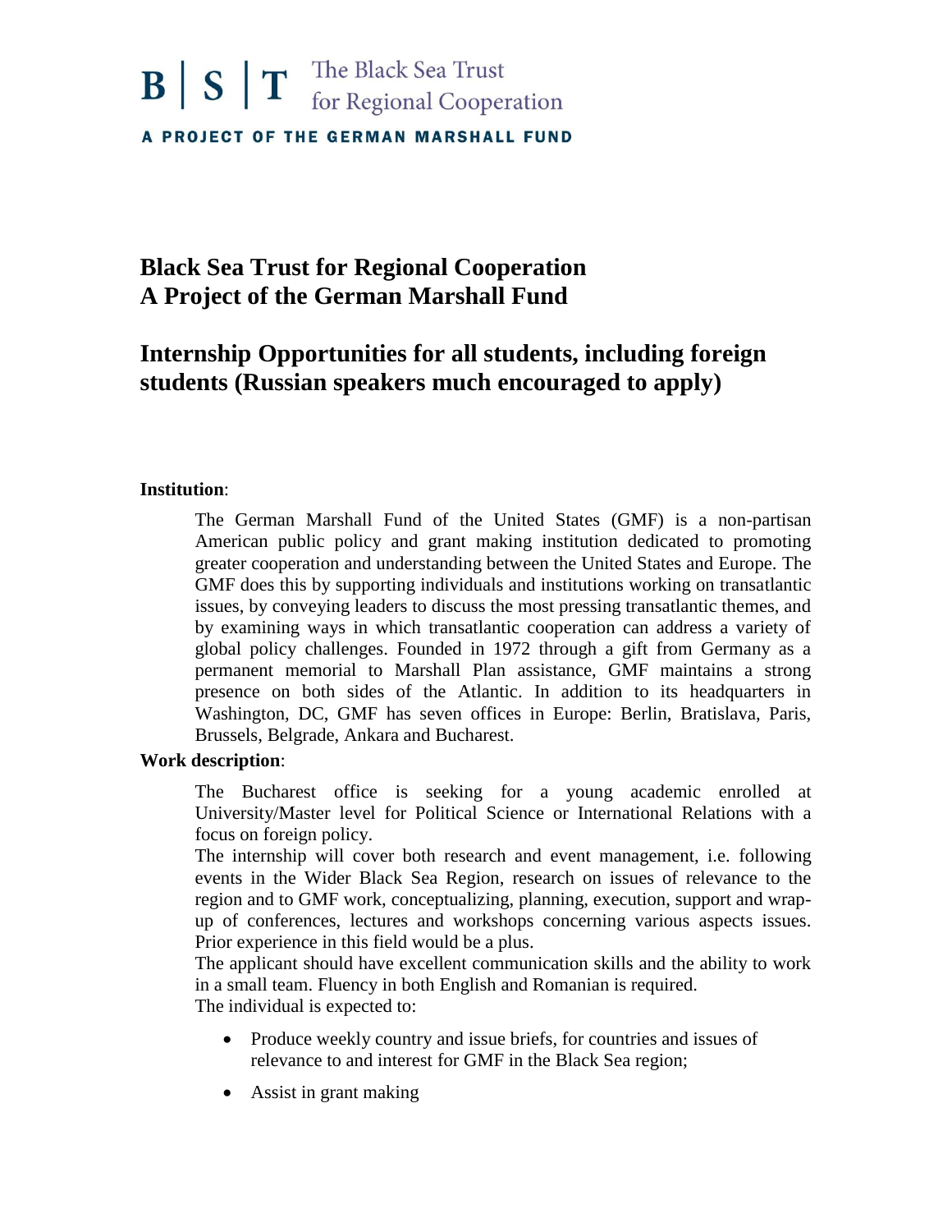B | S | T The Black Sea Trust for Regional Cooperation

A PROJECT OF THE GERMAN MARSHALL FUND

# Black Sea Trust for Regional Cooperation
# A Project of the German Marshall Fund

## Internship Opportunities for all students, including foreign students (Russian speakers much encouraged to apply)

**Institution**:

The German Marshall Fund of the United States (GMF) is a non-partisan American public policy and grant making institution dedicated to promoting greater cooperation and understanding between the United States and Europe. The GMF does this by supporting individuals and institutions working on transatlantic issues, by conveying leaders to discuss the most pressing transatlantic themes, and by examining ways in which transatlantic cooperation can address a variety of global policy challenges. Founded in 1972 through a gift from Germany as a permanent memorial to Marshall Plan assistance, GMF maintains a strong presence on both sides of the Atlantic. In addition to its headquarters in Washington, DC, GMF has seven offices in Europe: Berlin, Bratislava, Paris, Brussels, Belgrade, Ankara and Bucharest.

**Work description**:

The Bucharest office is seeking for a young academic enrolled at University/Master level for Political Science or International Relations with a focus on foreign policy.

The internship will cover both research and event management, i.e. following events in the Wider Black Sea Region, research on issues of relevance to the region and to GMF work, conceptualizing, planning, execution, support and wrap-up of conferences, lectures and workshops concerning various aspects issues. Prior experience in this field would be a plus.

The applicant should have excellent communication skills and the ability to work in a small team. Fluency in both English and Romanian is required.

The individual is expected to:

- Produce weekly country and issue briefs, for countries and issues of relevance to and interest for GMF in the Black Sea region;
- Assist in grant making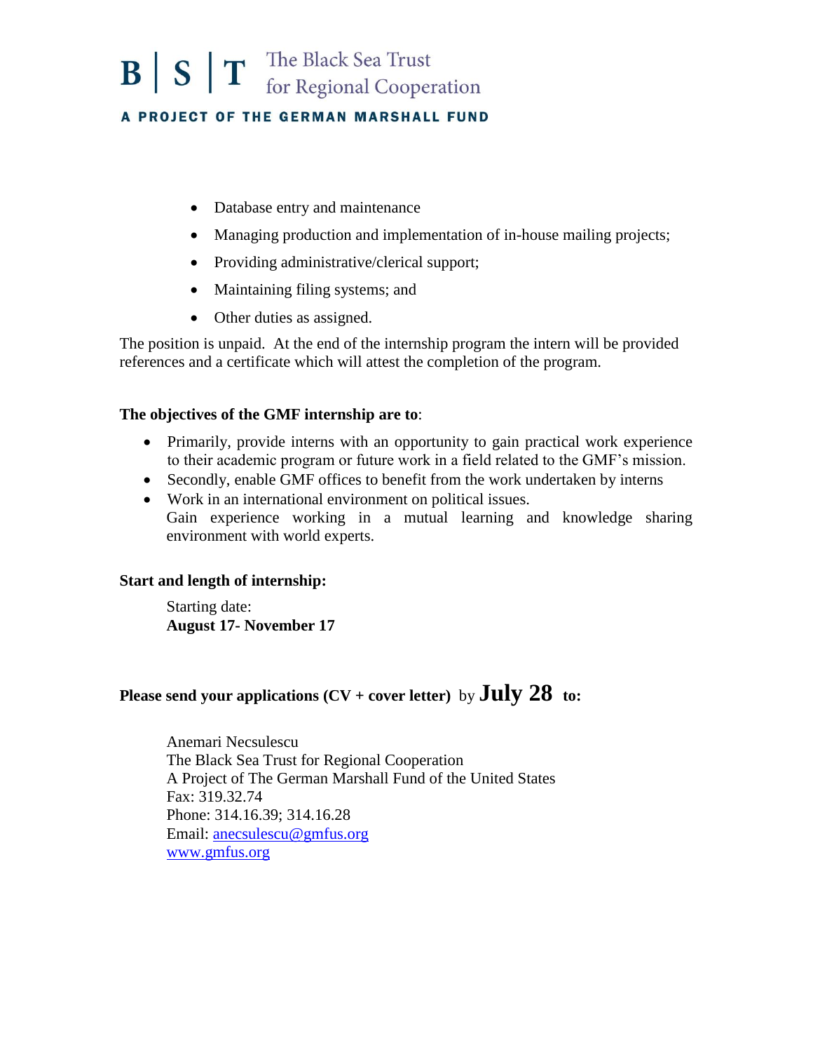- Database entry and maintenance
- Managing production and implementation of in-house mailing projects;
- Providing administrative/clerical support;
- Maintaining filing systems; and
- Other duties as assigned.

The position is unpaid. At the end of the internship program the intern will be provided references and a certificate which will attest the completion of the program.

**The objectives of the GMF internship are to**:

- Primarily, provide interns with an opportunity to gain practical work experience to their academic program or future work in a field related to the GMF's mission.
- Secondly, enable GMF offices to benefit from the work undertaken by interns
- Work in an international environment on political issues.
  Gain experience working in a mutual learning and knowledge sharing environment with world experts.

**Start and length of internship:**

Starting date:
**August 17- November 17**

**Please send your applications (CV + cover letter)** by **July 28** **to:**

Anemari Necsulescu
The Black Sea Trust for Regional Cooperation
A Project of The German Marshall Fund of the United States
Fax: 319.32.74
Phone: 314.16.39; 314.16.28
Email: anecsulescu@gmfus.org
www.gmfus.org